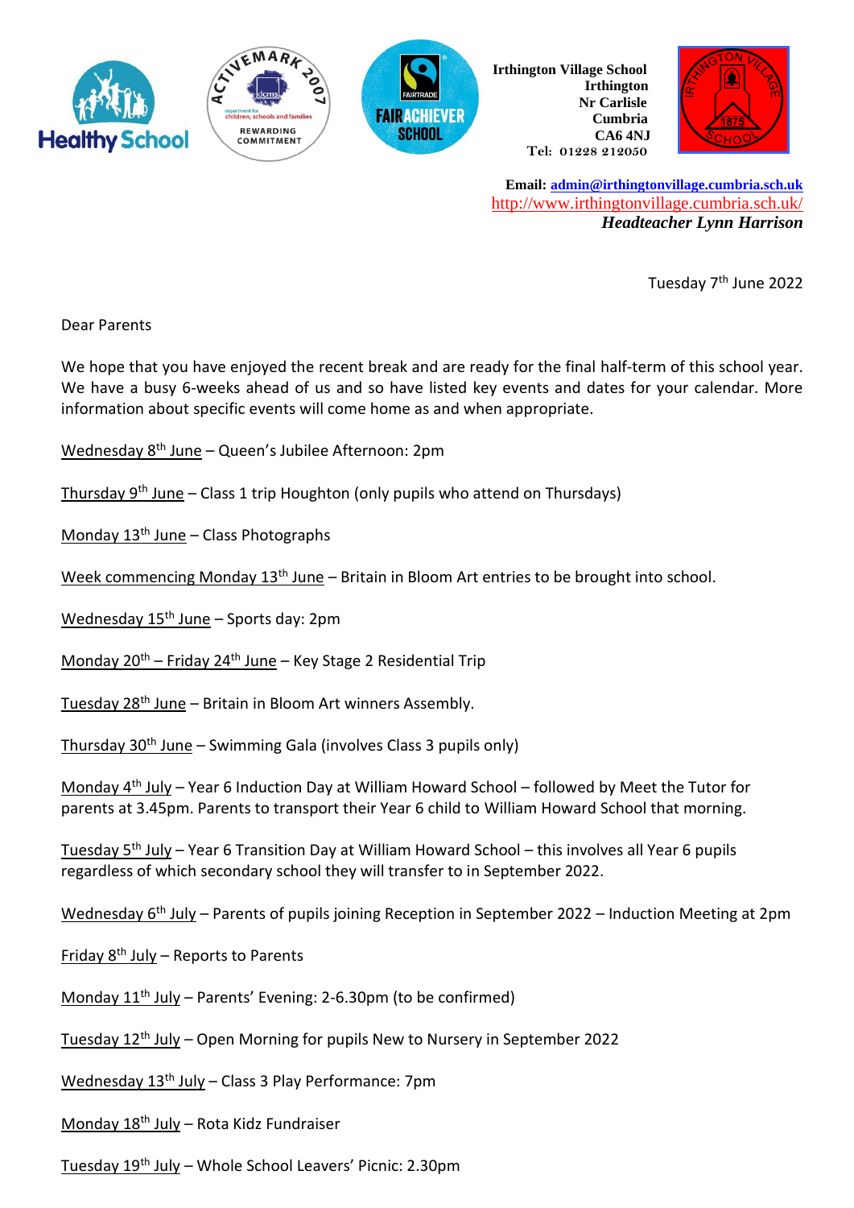**Irthington Village School**
**Irthington**
**Nr Carlisle**
**Cumbria**
**CA6 4NJ**
**Tel: 01228 212050**

**Email: admin@irthingtonvillage.cumbria.sch.uk**
http://www.irthingtonvillage.cumbria.sch.uk/
***Headteacher Lynn Harrison***

Tuesday 7th June 2022

Dear Parents

We hope that you have enjoyed the recent break and are ready for the final half-term of this school year. We have a busy 6-weeks ahead of us and so have listed key events and dates for your calendar. More information about specific events will come home as and when appropriate.

Wednesday 8th June – Queen's Jubilee Afternoon: 2pm

Thursday 9th June – Class 1 trip Houghton (only pupils who attend on Thursdays)

Monday 13th June – Class Photographs

Week commencing Monday 13th June – Britain in Bloom Art entries to be brought into school.

Wednesday 15th June – Sports day: 2pm

Monday 20th – Friday 24th June – Key Stage 2 Residential Trip

Tuesday 28th June – Britain in Bloom Art winners Assembly.

Thursday 30th June – Swimming Gala (involves Class 3 pupils only)

Monday 4th July – Year 6 Induction Day at William Howard School – followed by Meet the Tutor for parents at 3.45pm. Parents to transport their Year 6 child to William Howard School that morning.

Tuesday 5th July – Year 6 Transition Day at William Howard School – this involves all Year 6 pupils regardless of which secondary school they will transfer to in September 2022.

Wednesday 6th July – Parents of pupils joining Reception in September 2022 – Induction Meeting at 2pm

Friday 8th July – Reports to Parents

Monday 11th July – Parents' Evening: 2-6.30pm (to be confirmed)

Tuesday 12th July – Open Morning for pupils New to Nursery in September 2022

Wednesday 13th July – Class 3 Play Performance: 7pm

Monday 18th July – Rota Kidz Fundraiser

Tuesday 19th July – Whole School Leavers' Picnic: 2.30pm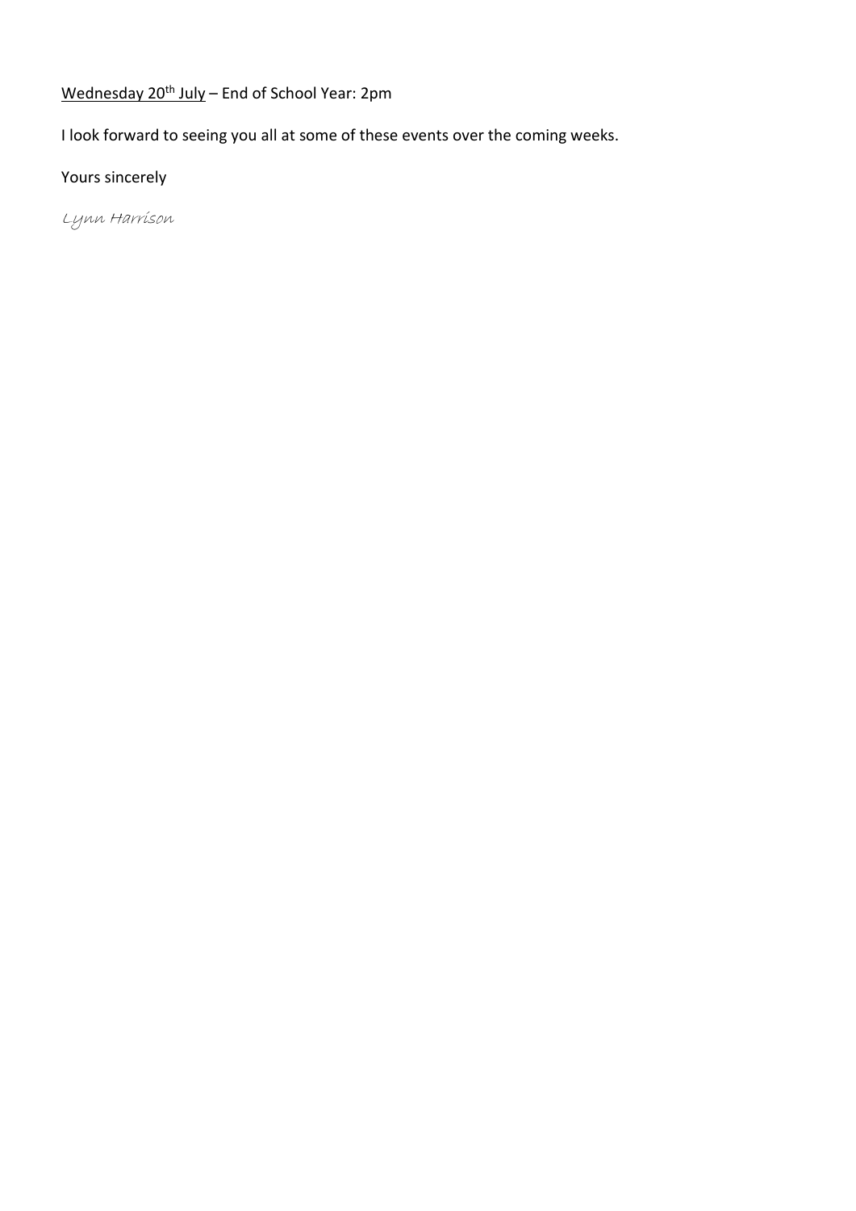<u>Wednesday 20th July</u> – End of School Year: 2pm

I look forward to seeing you all at some of these events over the coming weeks.

Yours sincerely

*Lynn Harrison*